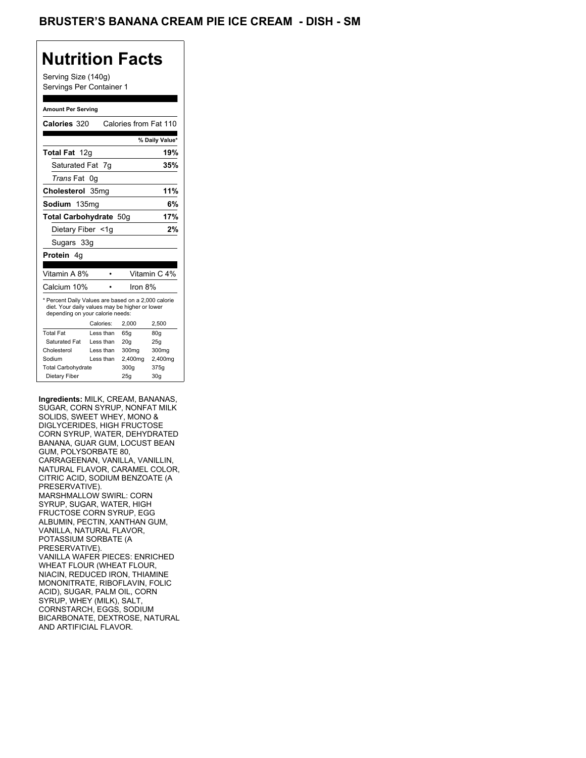# BRUSTER'S BANANA CREAM PIE ICE CREAM - DISH - SM

## Nutrition Facts

Serving Size (140g)
Servings Per Container 1

**Amount Per Serving**

| | |
|---|---|
| **Calories** 320 | Calories from Fat 110 |
| | **% Daily Value*** |
| **Total Fat** 12g | **19%** |
| Saturated Fat 7g | **35%** |
| *Trans* Fat 0g | |
| **Cholesterol** 35mg | **11%** |
| **Sodium** 135mg | **6%** |
| **Total Carbohydrate** 50g | **17%** |
| Dietary Fiber <1g | **2%** |
| Sugars 33g | |
| **Protein** 4g | |

| | | |
|---|---|---|
| Vitamin A 8% | • | Vitamin C 4% |
| Calcium 10% | • | Iron 8% |

* Percent Daily Values are based on a 2,000 calorie diet. Your daily values may be higher or lower depending on your calorie needs:

| | Calories: | 2,000 | 2,500 |
|---|---|---|---|
| Total Fat | Less than | 65g | 80g |
| Saturated Fat | Less than | 20g | 25g |
| Cholesterol | Less than | 300mg | 300mg |
| Sodium | Less than | 2,400mg | 2,400mg |
| Total Carbohydrate | | 300g | 375g |
| Dietary Fiber | | 25g | 30g |

**Ingredients:** MILK, CREAM, BANANAS, SUGAR, CORN SYRUP, NONFAT MILK SOLIDS, SWEET WHEY, MONO & DIGLYCERIDES, HIGH FRUCTOSE CORN SYRUP, WATER, DEHYDRATED BANANA, GUAR GUM, LOCUST BEAN GUM, POLYSORBATE 80, CARRAGEENAN, VANILLA, VANILLIN, NATURAL FLAVOR, CARAMEL COLOR, CITRIC ACID, SODIUM BENZOATE (A PRESERVATIVE).
MARSHMALLOW SWIRL: CORN SYRUP, SUGAR, WATER, HIGH FRUCTOSE CORN SYRUP, EGG ALBUMIN, PECTIN, XANTHAN GUM, VANILLA, NATURAL FLAVOR, POTASSIUM SORBATE (A PRESERVATIVE).
VANILLA WAFER PIECES: ENRICHED WHEAT FLOUR (WHEAT FLOUR, NIACIN, REDUCED IRON, THIAMINE MONONITRATE, RIBOFLAVIN, FOLIC ACID), SUGAR, PALM OIL, CORN SYRUP, WHEY (MILK), SALT, CORNSTARCH, EGGS, SODIUM BICARBONATE, DEXTROSE, NATURAL AND ARTIFICIAL FLAVOR.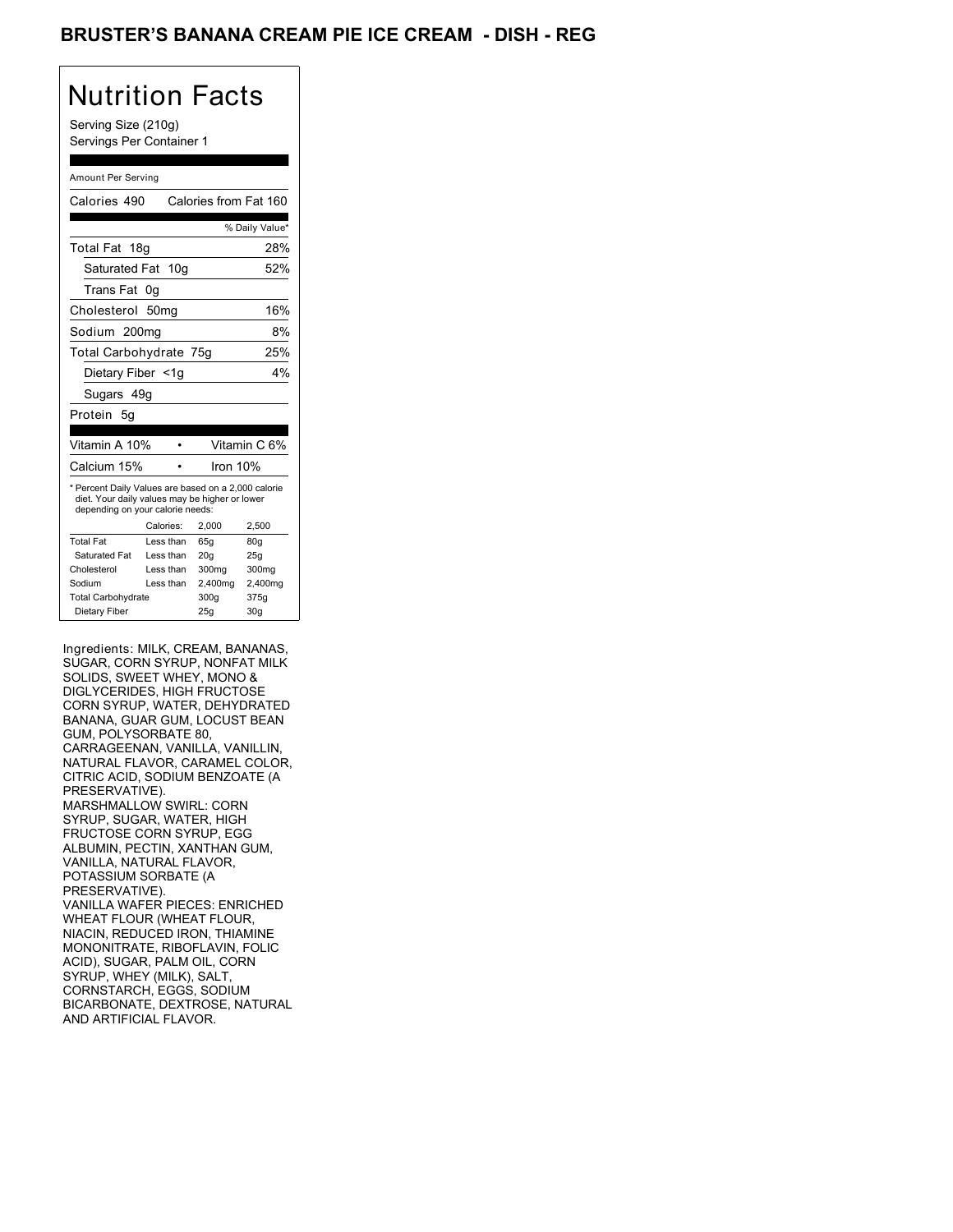# BRUSTER'S BANANA CREAM PIE ICE CREAM - DISH - REG

## Nutrition Facts

Serving Size (210g)
Servings Per Container 1

Amount Per Serving

| Calories 490 | Calories from Fat 160 |
|---|---|
| | % Daily Value* |
| Total Fat 18g | 28% |
| Saturated Fat 10g | 52% |
| Trans Fat 0g | |
| Cholesterol 50mg | 16% |
| Sodium 200mg | 8% |
| Total Carbohydrate 75g | 25% |
| Dietary Fiber <1g | 4% |
| Sugars 49g | |
| Protein 5g | |

| Vitamin A 10% | • | Vitamin C 6% |
|---|---|---|
| Calcium 15% | • | Iron 10% |

* Percent Daily Values are based on a 2,000 calorie diet. Your daily values may be higher or lower depending on your calorie needs:

| | Calories: | 2,000 | 2,500 |
|---|---|---|---|
| Total Fat | Less than | 65g | 80g |
| Saturated Fat | Less than | 20g | 25g |
| Cholesterol | Less than | 300mg | 300mg |
| Sodium | Less than | 2,400mg | 2,400mg |
| Total Carbohydrate | | 300g | 375g |
| Dietary Fiber | | 25g | 30g |

Ingredients: MILK, CREAM, BANANAS, SUGAR, CORN SYRUP, NONFAT MILK SOLIDS, SWEET WHEY, MONO & DIGLYCERIDES, HIGH FRUCTOSE CORN SYRUP, WATER, DEHYDRATED BANANA, GUAR GUM, LOCUST BEAN GUM, POLYSORBATE 80, CARRAGEENAN, VANILLA, VANILLIN, NATURAL FLAVOR, CARAMEL COLOR, CITRIC ACID, SODIUM BENZOATE (A PRESERVATIVE).
MARSHMALLOW SWIRL: CORN SYRUP, SUGAR, WATER, HIGH FRUCTOSE CORN SYRUP, EGG ALBUMIN, PECTIN, XANTHAN GUM, VANILLA, NATURAL FLAVOR, POTASSIUM SORBATE (A PRESERVATIVE).
VANILLA WAFER PIECES: ENRICHED WHEAT FLOUR (WHEAT FLOUR, NIACIN, REDUCED IRON, THIAMINE MONONITRATE, RIBOFLAVIN, FOLIC ACID), SUGAR, PALM OIL, CORN SYRUP, WHEY (MILK), SALT, CORNSTARCH, EGGS, SODIUM BICARBONATE, DEXTROSE, NATURAL AND ARTIFICIAL FLAVOR.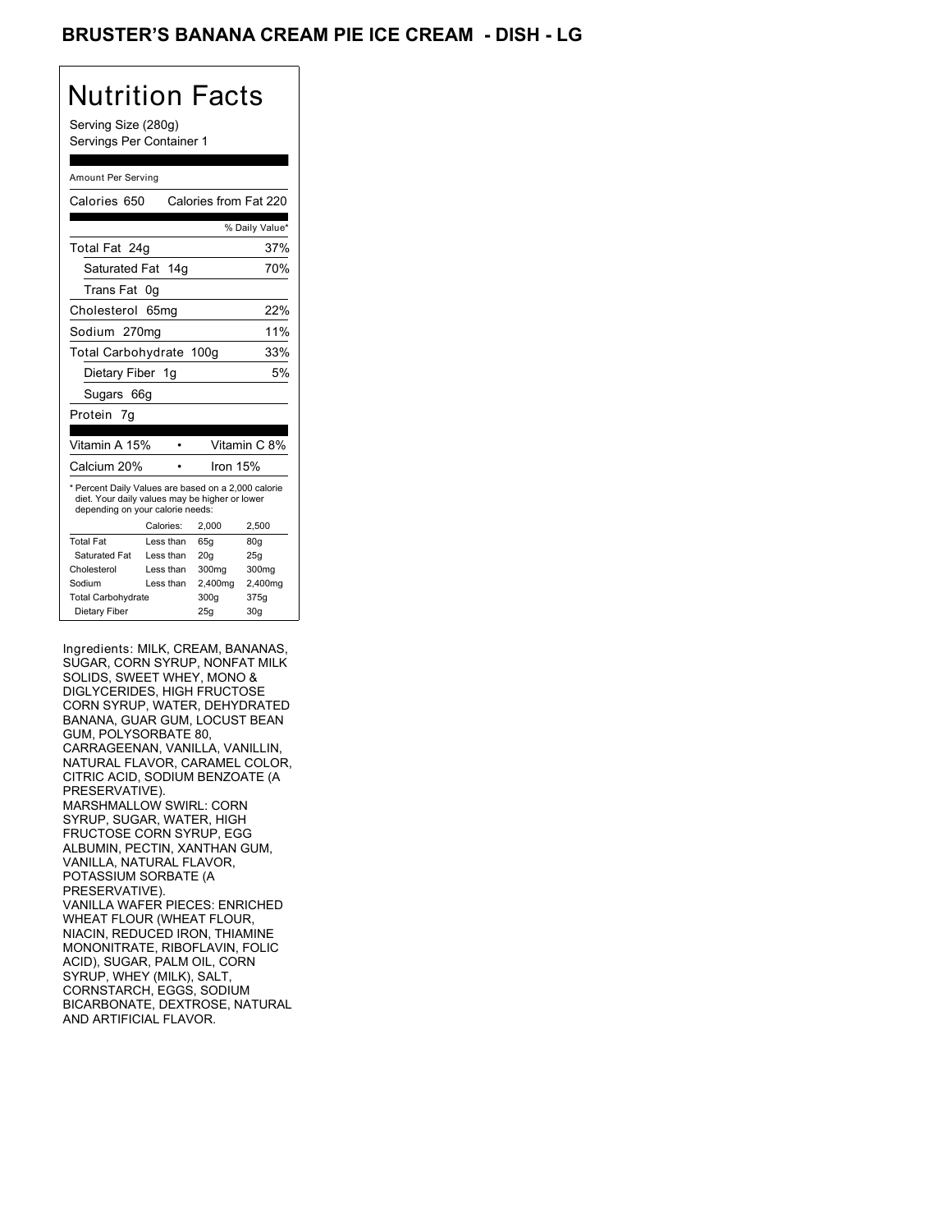# BRUSTER'S BANANA CREAM PIE ICE CREAM - DISH - LG

## Nutrition Facts

Serving Size (280g)
Servings Per Container 1

Amount Per Serving

| Calories 650 | Calories from Fat 220 |
|---|---|
| | % Daily Value* |
| Total Fat 24g | 37% |
| Saturated Fat 14g | 70% |
| Trans Fat 0g | |
| Cholesterol 65mg | 22% |
| Sodium 270mg | 11% |
| Total Carbohydrate 100g | 33% |
| Dietary Fiber 1g | 5% |
| Sugars 66g | |
| Protein 7g | |

| Vitamin A 15% | • | Vitamin C 8% |
|---|---|---|
| Calcium 20% | • | Iron 15% |

* Percent Daily Values are based on a 2,000 calorie diet. Your daily values may be higher or lower depending on your calorie needs:

| | Calories: | 2,000 | 2,500 |
|---|---|---|---|
| Total Fat | Less than | 65g | 80g |
| Saturated Fat | Less than | 20g | 25g |
| Cholesterol | Less than | 300mg | 300mg |
| Sodium | Less than | 2,400mg | 2,400mg |
| Total Carbohydrate | | 300g | 375g |
| Dietary Fiber | | 25g | 30g |

Ingredients: MILK, CREAM, BANANAS, SUGAR, CORN SYRUP, NONFAT MILK SOLIDS, SWEET WHEY, MONO & DIGLYCERIDES, HIGH FRUCTOSE CORN SYRUP, WATER, DEHYDRATED BANANA, GUAR GUM, LOCUST BEAN GUM, POLYSORBATE 80, CARRAGEENAN, VANILLA, VANILLIN, NATURAL FLAVOR, CARAMEL COLOR, CITRIC ACID, SODIUM BENZOATE (A PRESERVATIVE).
MARSHMALLOW SWIRL: CORN SYRUP, SUGAR, WATER, HIGH FRUCTOSE CORN SYRUP, EGG ALBUMIN, PECTIN, XANTHAN GUM, VANILLA, NATURAL FLAVOR, POTASSIUM SORBATE (A PRESERVATIVE).
VANILLA WAFER PIECES: ENRICHED WHEAT FLOUR (WHEAT FLOUR, NIACIN, REDUCED IRON, THIAMINE MONONITRATE, RIBOFLAVIN, FOLIC ACID), SUGAR, PALM OIL, CORN SYRUP, WHEY (MILK), SALT, CORNSTARCH, EGGS, SODIUM BICARBONATE, DEXTROSE, NATURAL AND ARTIFICIAL FLAVOR.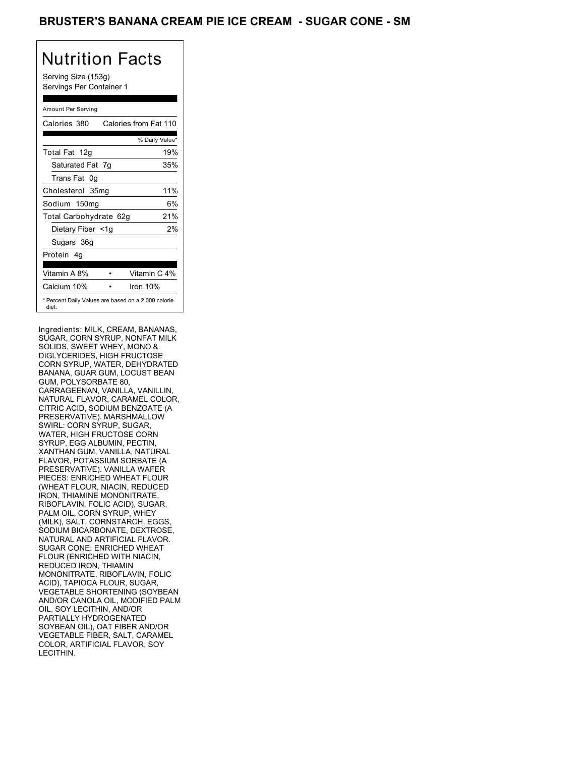## BRUSTER'S BANANA CREAM PIE ICE CREAM - SUGAR CONE - SM

# Nutrition Facts

Serving Size (153g)
Servings Per Container 1

Amount Per Serving

| | |
|---|---|
| Calories 380 | Calories from Fat 110 |
| | % Daily Value* |
| Total Fat 12g | 19% |
| Saturated Fat 7g | 35% |
| Trans Fat 0g | |
| Cholesterol 35mg | 11% |
| Sodium 150mg | 6% |
| Total Carbohydrate 62g | 21% |
| Dietary Fiber <1g | 2% |
| Sugars 36g | |
| Protein 4g | |
| Vitamin A 8% | Vitamin C 4% |
| Calcium 10% | Iron 10% |

* Percent Daily Values are based on a 2,000 calorie diet.

Ingredients: MILK, CREAM, BANANAS, SUGAR, CORN SYRUP, NONFAT MILK SOLIDS, SWEET WHEY, MONO & DIGLYCERIDES, HIGH FRUCTOSE CORN SYRUP, WATER, DEHYDRATED BANANA, GUAR GUM, LOCUST BEAN GUM, POLYSORBATE 80, CARRAGEENAN, VANILLA, VANILLIN, NATURAL FLAVOR, CARAMEL COLOR, CITRIC ACID, SODIUM BENZOATE (A PRESERVATIVE). MARSHMALLOW SWIRL: CORN SYRUP, SUGAR, WATER, HIGH FRUCTOSE CORN SYRUP, EGG ALBUMIN, PECTIN, XANTHAN GUM, VANILLA, NATURAL FLAVOR, POTASSIUM SORBATE (A PRESERVATIVE). VANILLA WAFER PIECES: ENRICHED WHEAT FLOUR (WHEAT FLOUR, NIACIN, REDUCED IRON, THIAMINE MONONITRATE, RIBOFLAVIN, FOLIC ACID), SUGAR, PALM OIL, CORN SYRUP, WHEY (MILK), SALT, CORNSTARCH, EGGS, SODIUM BICARBONATE, DEXTROSE, NATURAL AND ARTIFICIAL FLAVOR. SUGAR CONE: ENRICHED WHEAT FLOUR (ENRICHED WITH NIACIN, REDUCED IRON, THIAMIN MONONITRATE, RIBOFLAVIN, FOLIC ACID), TAPIOCA FLOUR, SUGAR, VEGETABLE SHORTENING (SOYBEAN AND/OR CANOLA OIL, MODIFIED PALM OIL, SOY LECITHIN, AND/OR PARTIALLY HYDROGENATED SOYBEAN OIL), OAT FIBER AND/OR VEGETABLE FIBER, SALT, CARAMEL COLOR, ARTIFICIAL FLAVOR, SOY LECITHIN.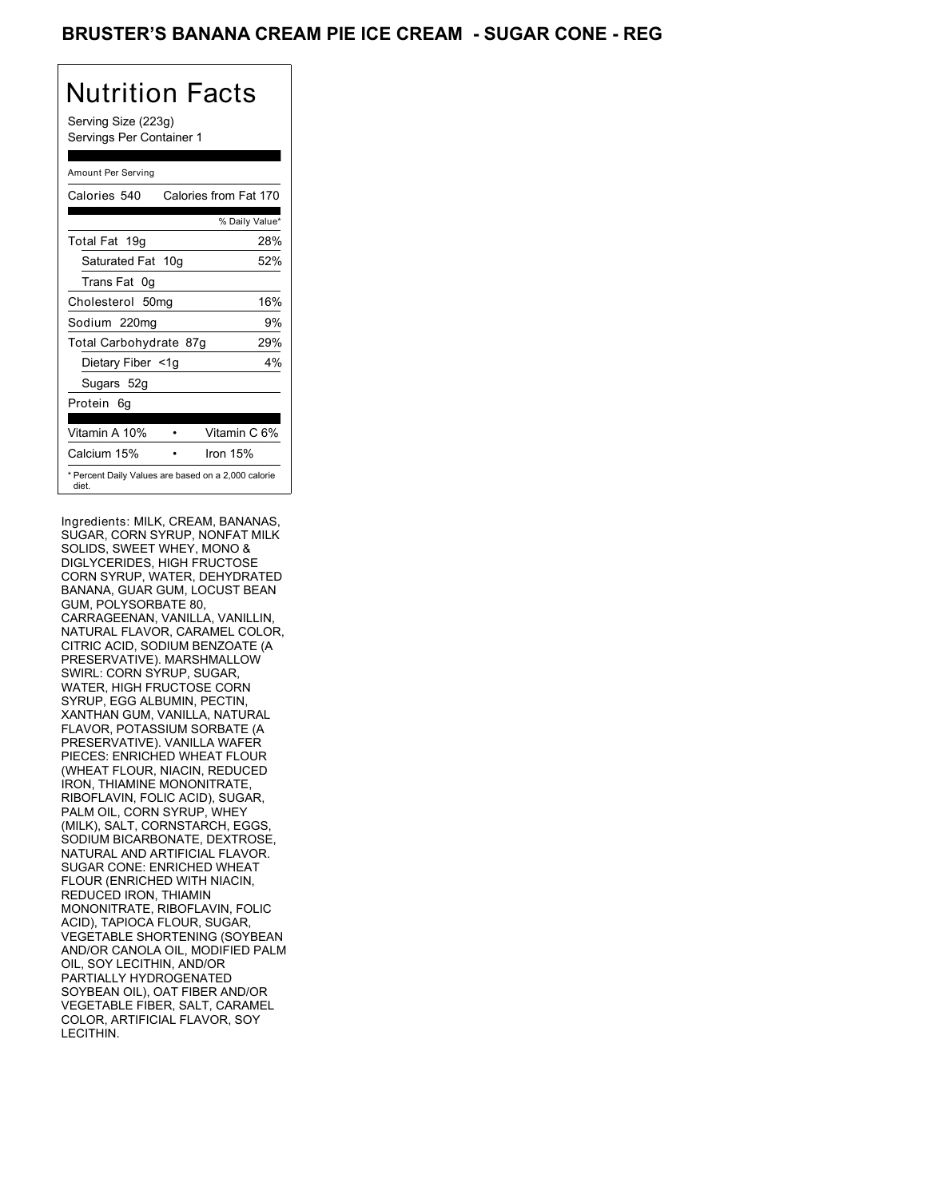# BRUSTER'S BANANA CREAM PIE ICE CREAM - SUGAR CONE - REG

## Nutrition Facts

Serving Size (223g)
Servings Per Container 1

| Amount Per Serving | |
|---|---|
| Calories 540 | Calories from Fat 170 |
| | % Daily Value* |
| Total Fat 19g | 28% |
| Saturated Fat 10g | 52% |
| Trans Fat 0g | |
| Cholesterol 50mg | 16% |
| Sodium 220mg | 9% |
| Total Carbohydrate 87g | 29% |
| Dietary Fiber <1g | 4% |
| Sugars 52g | |
| Protein 6g | |

| | |
|---|---|
| Vitamin A 10% | Vitamin C 6% |
| Calcium 15% | Iron 15% |

* Percent Daily Values are based on a 2,000 calorie diet.

Ingredients: MILK, CREAM, BANANAS, SUGAR, CORN SYRUP, NONFAT MILK SOLIDS, SWEET WHEY, MONO & DIGLYCERIDES, HIGH FRUCTOSE CORN SYRUP, WATER, DEHYDRATED BANANA, GUAR GUM, LOCUST BEAN GUM, POLYSORBATE 80, CARRAGEENAN, VANILLA, VANILLIN, NATURAL FLAVOR, CARAMEL COLOR, CITRIC ACID, SODIUM BENZOATE (A PRESERVATIVE). MARSHMALLOW SWIRL: CORN SYRUP, SUGAR, WATER, HIGH FRUCTOSE CORN SYRUP, EGG ALBUMIN, PECTIN, XANTHAN GUM, VANILLA, NATURAL FLAVOR, POTASSIUM SORBATE (A PRESERVATIVE). VANILLA WAFER PIECES: ENRICHED WHEAT FLOUR (WHEAT FLOUR, NIACIN, REDUCED IRON, THIAMINE MONONITRATE, RIBOFLAVIN, FOLIC ACID), SUGAR, PALM OIL, CORN SYRUP, WHEY (MILK), SALT, CORNSTARCH, EGGS, SODIUM BICARBONATE, DEXTROSE, NATURAL AND ARTIFICIAL FLAVOR. SUGAR CONE: ENRICHED WHEAT FLOUR (ENRICHED WITH NIACIN, REDUCED IRON, THIAMIN MONONITRATE, RIBOFLAVIN, FOLIC ACID), TAPIOCA FLOUR, SUGAR, VEGETABLE SHORTENING (SOYBEAN AND/OR CANOLA OIL, MODIFIED PALM OIL, SOY LECITHIN, AND/OR PARTIALLY HYDROGENATED SOYBEAN OIL), OAT FIBER AND/OR VEGETABLE FIBER, SALT, CARAMEL COLOR, ARTIFICIAL FLAVOR, SOY LECITHIN.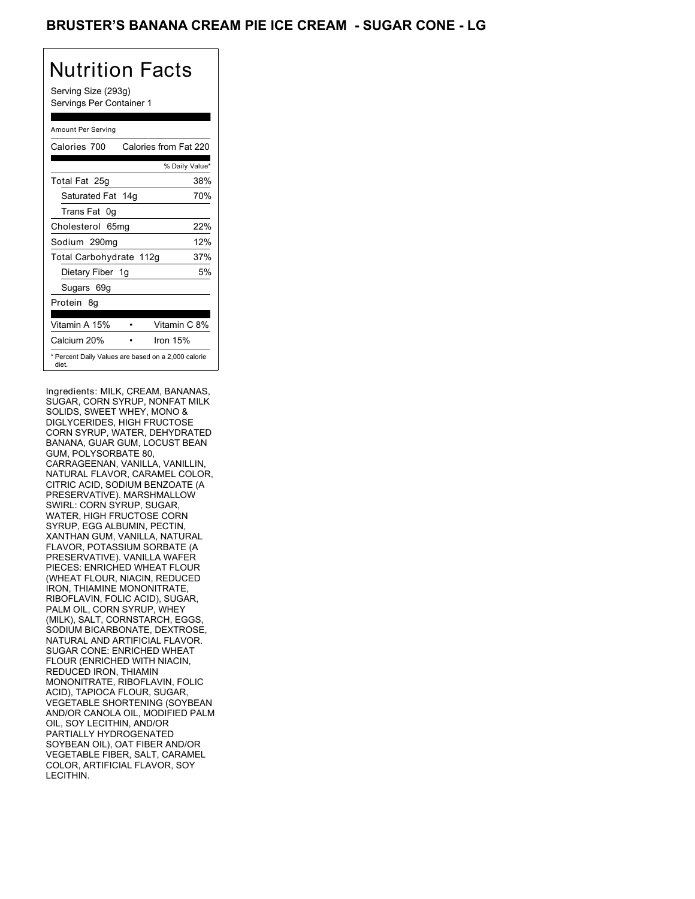# BRUSTER'S BANANA CREAM PIE ICE CREAM - SUGAR CONE - LG

## Nutrition Facts

Serving Size (293g)
Servings Per Container 1

Amount Per Serving

| Calories 700 | Calories from Fat 220 |
|---|---|
| | % Daily Value* |
| Total Fat 25g | 38% |
| Saturated Fat 14g | 70% |
| Trans Fat 0g | |
| Cholesterol 65mg | 22% |
| Sodium 290mg | 12% |
| Total Carbohydrate 112g | 37% |
| Dietary Fiber 1g | 5% |
| Sugars 69g | |
| Protein 8g | |
| Vitamin A 15% | Vitamin C 8% |
| Calcium 20% | Iron 15% |

* Percent Daily Values are based on a 2,000 calorie diet.

Ingredients: MILK, CREAM, BANANAS, SUGAR, CORN SYRUP, NONFAT MILK SOLIDS, SWEET WHEY, MONO & DIGLYCERIDES, HIGH FRUCTOSE CORN SYRUP, WATER, DEHYDRATED BANANA, GUAR GUM, LOCUST BEAN GUM, POLYSORBATE 80, CARRAGEENAN, VANILLA, VANILLIN, NATURAL FLAVOR, CARAMEL COLOR, CITRIC ACID, SODIUM BENZOATE (A PRESERVATIVE). MARSHMALLOW SWIRL: CORN SYRUP, SUGAR, WATER, HIGH FRUCTOSE CORN SYRUP, EGG ALBUMIN, PECTIN, XANTHAN GUM, VANILLA, NATURAL FLAVOR, POTASSIUM SORBATE (A PRESERVATIVE). VANILLA WAFER PIECES: ENRICHED WHEAT FLOUR (WHEAT FLOUR, NIACIN, REDUCED IRON, THIAMINE MONONITRATE, RIBOFLAVIN, FOLIC ACID), SUGAR, PALM OIL, CORN SYRUP, WHEY (MILK), SALT, CORNSTARCH, EGGS, SODIUM BICARBONATE, DEXTROSE, NATURAL AND ARTIFICIAL FLAVOR. SUGAR CONE: ENRICHED WHEAT FLOUR (ENRICHED WITH NIACIN, REDUCED IRON, THIAMIN MONONITRATE, RIBOFLAVIN, FOLIC ACID), TAPIOCA FLOUR, SUGAR, VEGETABLE SHORTENING (SOYBEAN AND/OR CANOLA OIL, MODIFIED PALM OIL, SOY LECITHIN, AND/OR PARTIALLY HYDROGENATED SOYBEAN OIL), OAT FIBER AND/OR VEGETABLE FIBER, SALT, CARAMEL COLOR, ARTIFICIAL FLAVOR, SOY LECITHIN.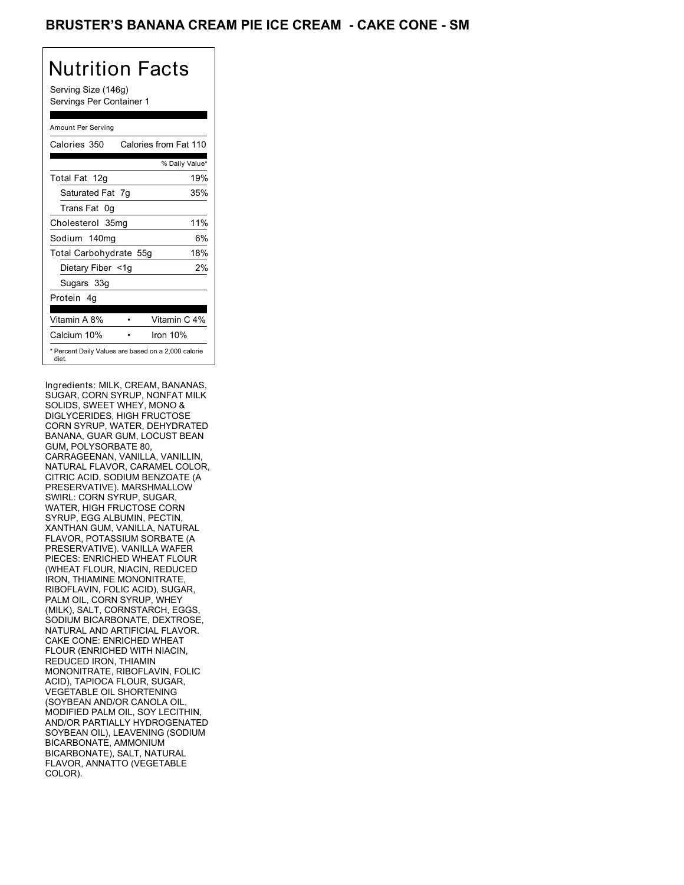# BRUSTER'S BANANA CREAM PIE ICE CREAM - CAKE CONE - SM

## Nutrition Facts

Serving Size (146g)
Servings Per Container 1

Amount Per Serving

| Calories 350 | Calories from Fat 110 |
|---|---|
| | % Daily Value* |
| Total Fat 12g | 19% |
| Saturated Fat 7g | 35% |
| Trans Fat 0g | |
| Cholesterol 35mg | 11% |
| Sodium 140mg | 6% |
| Total Carbohydrate 55g | 18% |
| Dietary Fiber <1g | 2% |
| Sugars 33g | |
| Protein 4g | |

| Vitamin A 8% | • | Vitamin C 4% |
|---|---|---|
| Calcium 10% | • | Iron 10% |

* Percent Daily Values are based on a 2,000 calorie diet.

Ingredients: MILK, CREAM, BANANAS, SUGAR, CORN SYRUP, NONFAT MILK SOLIDS, SWEET WHEY, MONO & DIGLYCERIDES, HIGH FRUCTOSE CORN SYRUP, WATER, DEHYDRATED BANANA, GUAR GUM, LOCUST BEAN GUM, POLYSORBATE 80, CARRAGEENAN, VANILLA, VANILLIN, NATURAL FLAVOR, CARAMEL COLOR, CITRIC ACID, SODIUM BENZOATE (A PRESERVATIVE). MARSHMALLOW SWIRL: CORN SYRUP, SUGAR, WATER, HIGH FRUCTOSE CORN SYRUP, EGG ALBUMIN, PECTIN, XANTHAN GUM, VANILLA, NATURAL FLAVOR, POTASSIUM SORBATE (A PRESERVATIVE). VANILLA WAFER PIECES: ENRICHED WHEAT FLOUR (WHEAT FLOUR, NIACIN, REDUCED IRON, THIAMINE MONONITRATE, RIBOFLAVIN, FOLIC ACID), SUGAR, PALM OIL, CORN SYRUP, WHEY (MILK), SALT, CORNSTARCH, EGGS, SODIUM BICARBONATE, DEXTROSE, NATURAL AND ARTIFICIAL FLAVOR. CAKE CONE: ENRICHED WHEAT FLOUR (ENRICHED WITH NIACIN, REDUCED IRON, THIAMIN MONONITRATE, RIBOFLAVIN, FOLIC ACID), TAPIOCA FLOUR, SUGAR, VEGETABLE OIL SHORTENING (SOYBEAN AND/OR CANOLA OIL, MODIFIED PALM OIL, SOY LECITHIN, AND/OR PARTIALLY HYDROGENATED SOYBEAN OIL), LEAVENING (SODIUM BICARBONATE, AMMONIUM BICARBONATE), SALT, NATURAL FLAVOR, ANNATTO (VEGETABLE COLOR).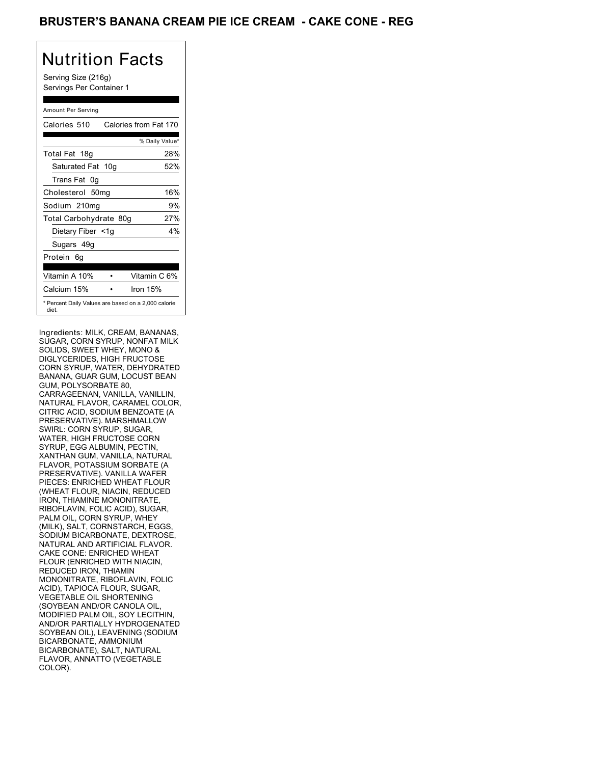# BRUSTER'S BANANA CREAM PIE ICE CREAM - CAKE CONE - REG

## Nutrition Facts

Serving Size (216g)
Servings Per Container 1

Amount Per Serving

| Calories 510 | Calories from Fat 170 |
|---|---|
| | % Daily Value* |
| Total Fat 18g | 28% |
| Saturated Fat 10g | 52% |
| Trans Fat 0g | |
| Cholesterol 50mg | 16% |
| Sodium 210mg | 9% |
| Total Carbohydrate 80g | 27% |
| Dietary Fiber <1g | 4% |
| Sugars 49g | |
| Protein 6g | |

| Vitamin A 10% | • | Vitamin C 6% |
|---|---|---|
| Calcium 15% | • | Iron 15% |

* Percent Daily Values are based on a 2,000 calorie diet.

Ingredients: MILK, CREAM, BANANAS, SUGAR, CORN SYRUP, NONFAT MILK SOLIDS, SWEET WHEY, MONO & DIGLYCERIDES, HIGH FRUCTOSE CORN SYRUP, WATER, DEHYDRATED BANANA, GUAR GUM, LOCUST BEAN GUM, POLYSORBATE 80, CARRAGEENAN, VANILLA, VANILLIN, NATURAL FLAVOR, CARAMEL COLOR, CITRIC ACID, SODIUM BENZOATE (A PRESERVATIVE). MARSHMALLOW SWIRL: CORN SYRUP, SUGAR, WATER, HIGH FRUCTOSE CORN SYRUP, EGG ALBUMIN, PECTIN, XANTHAN GUM, VANILLA, NATURAL FLAVOR, POTASSIUM SORBATE (A PRESERVATIVE). VANILLA WAFER PIECES: ENRICHED WHEAT FLOUR (WHEAT FLOUR, NIACIN, REDUCED IRON, THIAMINE MONONITRATE, RIBOFLAVIN, FOLIC ACID), SUGAR, PALM OIL, CORN SYRUP, WHEY (MILK), SALT, CORNSTARCH, EGGS, SODIUM BICARBONATE, DEXTROSE, NATURAL AND ARTIFICIAL FLAVOR. CAKE CONE: ENRICHED WHEAT FLOUR (ENRICHED WITH NIACIN, REDUCED IRON, THIAMIN MONONITRATE, RIBOFLAVIN, FOLIC ACID), TAPIOCA FLOUR, SUGAR, VEGETABLE OIL SHORTENING (SOYBEAN AND/OR CANOLA OIL, MODIFIED PALM OIL, SOY LECITHIN, AND/OR PARTIALLY HYDROGENATED SOYBEAN OIL), LEAVENING (SODIUM BICARBONATE, AMMONIUM BICARBONATE), SALT, NATURAL FLAVOR, ANNATTO (VEGETABLE COLOR).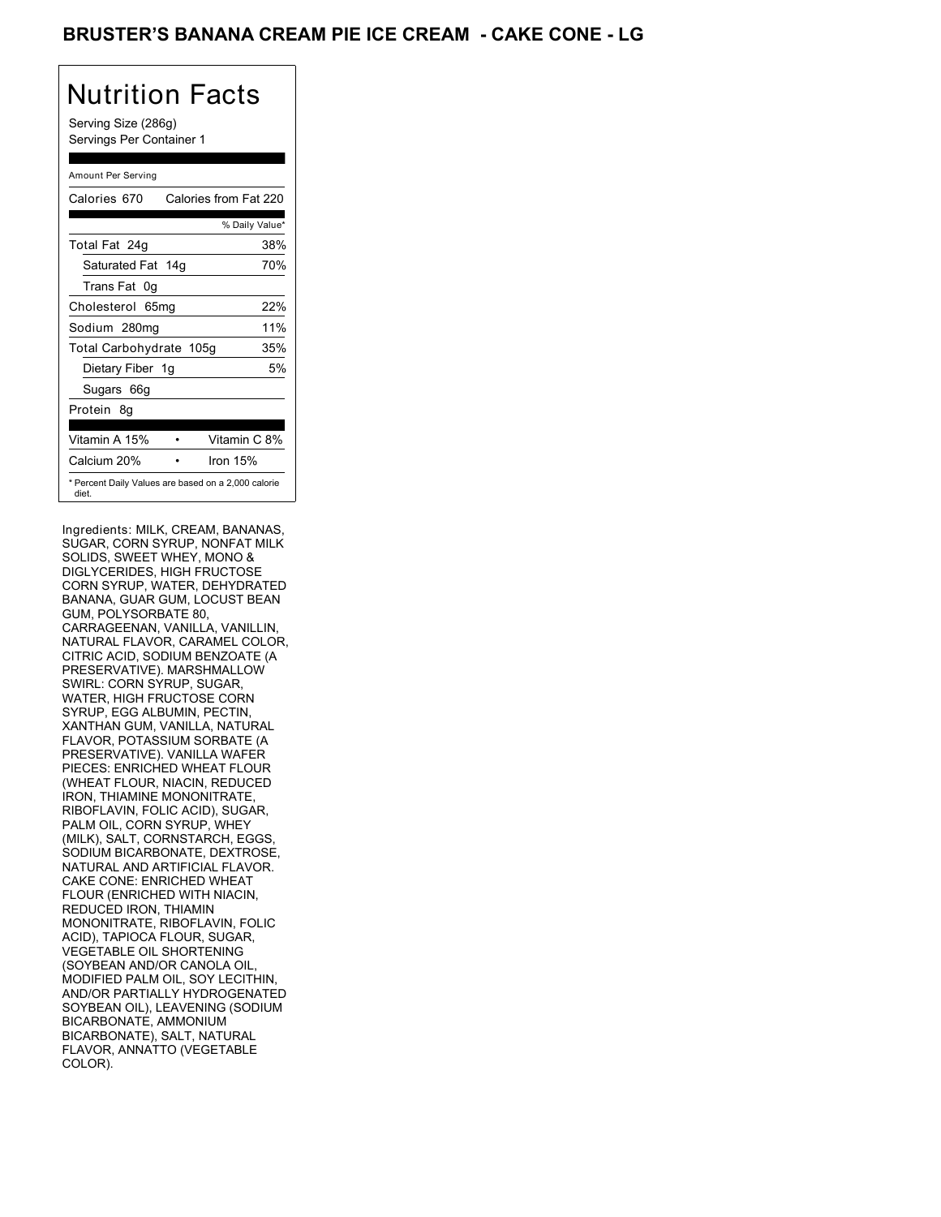# BRUSTER'S BANANA CREAM PIE ICE CREAM - CAKE CONE - LG

## Nutrition Facts

Serving Size (286g)
Servings Per Container 1

Amount Per Serving

| Calories 670 | Calories from Fat 220 |
|---|---|
| | % Daily Value* |
| Total Fat 24g | 38% |
| Saturated Fat 14g | 70% |
| Trans Fat 0g | |
| Cholesterol 65mg | 22% |
| Sodium 280mg | 11% |
| Total Carbohydrate 105g | 35% |
| Dietary Fiber 1g | 5% |
| Sugars 66g | |
| Protein 8g | |

| Vitamin A 15% | • | Vitamin C 8% |
|---|---|---|
| Calcium 20% | • | Iron 15% |

* Percent Daily Values are based on a 2,000 calorie diet.

Ingredients: MILK, CREAM, BANANAS, SUGAR, CORN SYRUP, NONFAT MILK SOLIDS, SWEET WHEY, MONO & DIGLYCERIDES, HIGH FRUCTOSE CORN SYRUP, WATER, DEHYDRATED BANANA, GUAR GUM, LOCUST BEAN GUM, POLYSORBATE 80, CARRAGEENAN, VANILLA, VANILLIN, NATURAL FLAVOR, CARAMEL COLOR, CITRIC ACID, SODIUM BENZOATE (A PRESERVATIVE). MARSHMALLOW SWIRL: CORN SYRUP, SUGAR, WATER, HIGH FRUCTOSE CORN SYRUP, EGG ALBUMIN, PECTIN, XANTHAN GUM, VANILLA, NATURAL FLAVOR, POTASSIUM SORBATE (A PRESERVATIVE). VANILLA WAFER PIECES: ENRICHED WHEAT FLOUR (WHEAT FLOUR, NIACIN, REDUCED IRON, THIAMINE MONONITRATE, RIBOFLAVIN, FOLIC ACID), SUGAR, PALM OIL, CORN SYRUP, WHEY (MILK), SALT, CORNSTARCH, EGGS, SODIUM BICARBONATE, DEXTROSE, NATURAL AND ARTIFICIAL FLAVOR. CAKE CONE: ENRICHED WHEAT FLOUR (ENRICHED WITH NIACIN, REDUCED IRON, THIAMIN MONONITRATE, RIBOFLAVIN, FOLIC ACID), TAPIOCA FLOUR, SUGAR, VEGETABLE OIL SHORTENING (SOYBEAN AND/OR CANOLA OIL, MODIFIED PALM OIL, SOY LECITHIN, AND/OR PARTIALLY HYDROGENATED SOYBEAN OIL), LEAVENING (SODIUM BICARBONATE, AMMONIUM BICARBONATE), SALT, NATURAL FLAVOR, ANNATTO (VEGETABLE COLOR).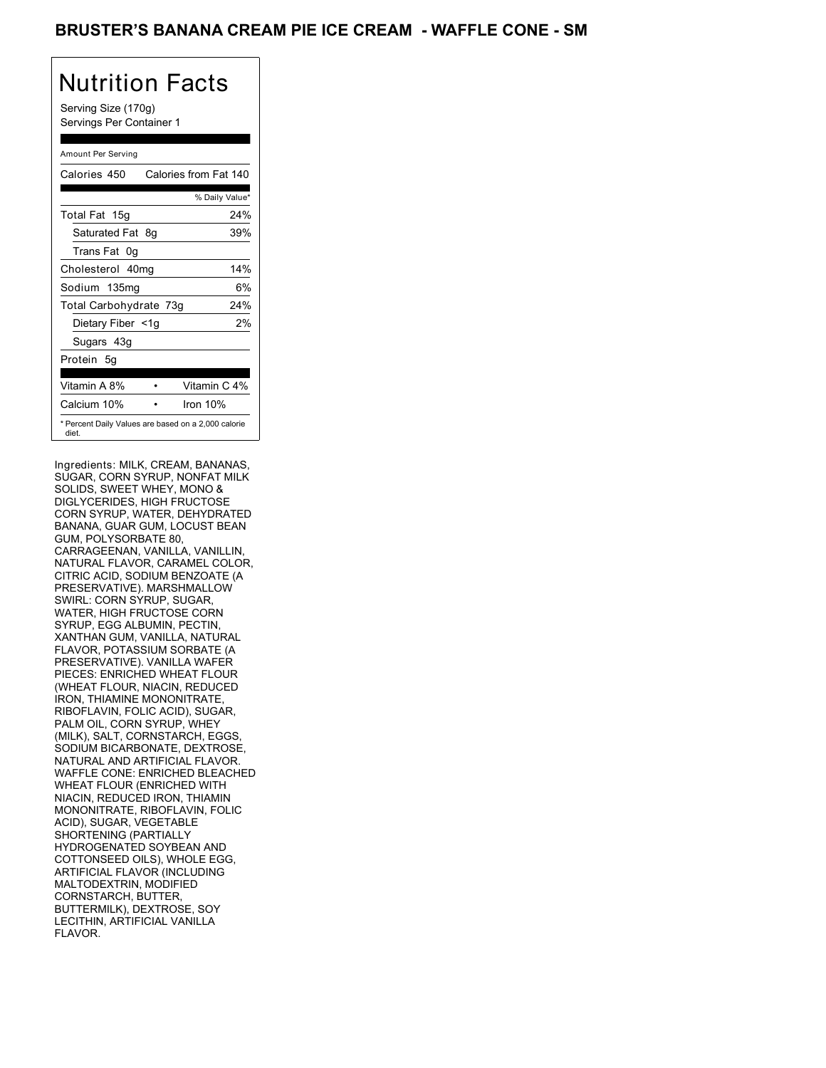# BRUSTER'S BANANA CREAM PIE ICE CREAM - WAFFLE CONE - SM

## Nutrition Facts

Serving Size (170g)
Servings Per Container 1

Amount Per Serving

| Calories 450 | Calories from Fat 140 |
|---|---|
| | % Daily Value* |
| Total Fat 15g | 24% |
| Saturated Fat 8g | 39% |
| Trans Fat 0g | |
| Cholesterol 40mg | 14% |
| Sodium 135mg | 6% |
| Total Carbohydrate 73g | 24% |
| Dietary Fiber <1g | 2% |
| Sugars 43g | |
| Protein 5g | |

| Vitamin A 8% | • | Vitamin C 4% |
|---|---|---|
| Calcium 10% | • | Iron 10% |

* Percent Daily Values are based on a 2,000 calorie diet.

Ingredients: MILK, CREAM, BANANAS, SUGAR, CORN SYRUP, NONFAT MILK SOLIDS, SWEET WHEY, MONO & DIGLYCERIDES, HIGH FRUCTOSE CORN SYRUP, WATER, DEHYDRATED BANANA, GUAR GUM, LOCUST BEAN GUM, POLYSORBATE 80, CARRAGEENAN, VANILLA, VANILLIN, NATURAL FLAVOR, CARAMEL COLOR, CITRIC ACID, SODIUM BENZOATE (A PRESERVATIVE). MARSHMALLOW SWIRL: CORN SYRUP, SUGAR, WATER, HIGH FRUCTOSE CORN SYRUP, EGG ALBUMIN, PECTIN, XANTHAN GUM, VANILLA, NATURAL FLAVOR, POTASSIUM SORBATE (A PRESERVATIVE). VANILLA WAFER PIECES: ENRICHED WHEAT FLOUR (WHEAT FLOUR, NIACIN, REDUCED IRON, THIAMINE MONONITRATE, RIBOFLAVIN, FOLIC ACID), SUGAR, PALM OIL, CORN SYRUP, WHEY (MILK), SALT, CORNSTARCH, EGGS, SODIUM BICARBONATE, DEXTROSE, NATURAL AND ARTIFICIAL FLAVOR. WAFFLE CONE: ENRICHED BLEACHED WHEAT FLOUR (ENRICHED WITH NIACIN, REDUCED IRON, THIAMIN MONONITRATE, RIBOFLAVIN, FOLIC ACID), SUGAR, VEGETABLE SHORTENING (PARTIALLY HYDROGENATED SOYBEAN AND COTTONSEED OILS), WHOLE EGG, ARTIFICIAL FLAVOR (INCLUDING MALTODEXTRIN, MODIFIED CORNSTARCH, BUTTER, BUTTERMILK), DEXTROSE, SOY LECITHIN, ARTIFICIAL VANILLA FLAVOR.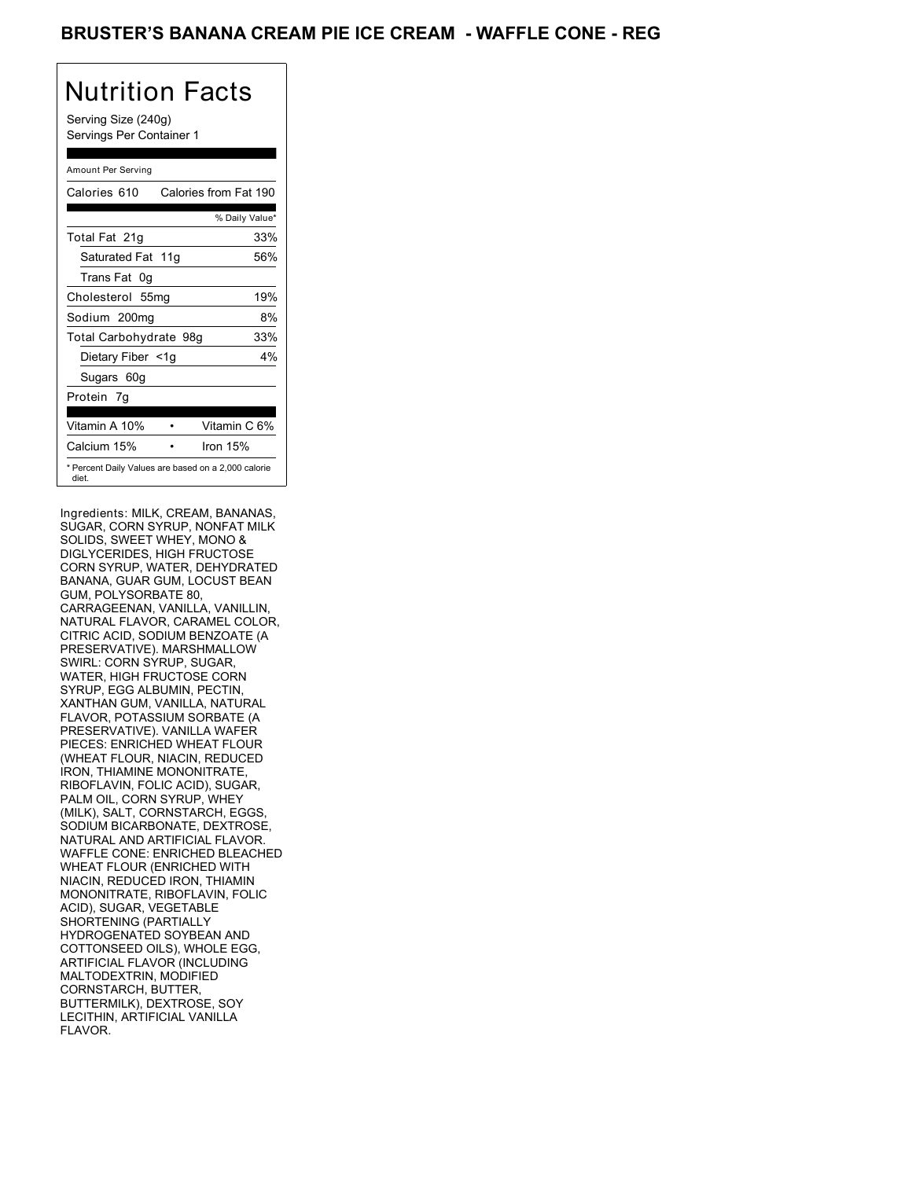# BRUSTER'S BANANA CREAM PIE ICE CREAM - WAFFLE CONE - REG

## Nutrition Facts

Serving Size (240g)
Servings Per Container 1

Amount Per Serving

| Calories 610 | Calories from Fat 190 |
|---|---|
| | % Daily Value* |
| Total Fat 21g | 33% |
| Saturated Fat 11g | 56% |
| Trans Fat 0g | |
| Cholesterol 55mg | 19% |
| Sodium 200mg | 8% |
| Total Carbohydrate 98g | 33% |
| Dietary Fiber <1g | 4% |
| Sugars 60g | |
| Protein 7g | |

| Vitamin A 10% | • | Vitamin C 6% |
|---|---|---|
| Calcium 15% | • | Iron 15% |

* Percent Daily Values are based on a 2,000 calorie diet.

Ingredients: MILK, CREAM, BANANAS, SUGAR, CORN SYRUP, NONFAT MILK SOLIDS, SWEET WHEY, MONO & DIGLYCERIDES, HIGH FRUCTOSE CORN SYRUP, WATER, DEHYDRATED BANANA, GUAR GUM, LOCUST BEAN GUM, POLYSORBATE 80, CARRAGEENAN, VANILLA, VANILLIN, NATURAL FLAVOR, CARAMEL COLOR, CITRIC ACID, SODIUM BENZOATE (A PRESERVATIVE). MARSHMALLOW SWIRL: CORN SYRUP, SUGAR, WATER, HIGH FRUCTOSE CORN SYRUP, EGG ALBUMIN, PECTIN, XANTHAN GUM, VANILLA, NATURAL FLAVOR, POTASSIUM SORBATE (A PRESERVATIVE). VANILLA WAFER PIECES: ENRICHED WHEAT FLOUR (WHEAT FLOUR, NIACIN, REDUCED IRON, THIAMINE MONONITRATE, RIBOFLAVIN, FOLIC ACID), SUGAR, PALM OIL, CORN SYRUP, WHEY (MILK), SALT, CORNSTARCH, EGGS, SODIUM BICARBONATE, DEXTROSE, NATURAL AND ARTIFICIAL FLAVOR. WAFFLE CONE: ENRICHED BLEACHED WHEAT FLOUR (ENRICHED WITH NIACIN, REDUCED IRON, THIAMIN MONONITRATE, RIBOFLAVIN, FOLIC ACID), SUGAR, VEGETABLE SHORTENING (PARTIALLY HYDROGENATED SOYBEAN AND COTTONSEED OILS), WHOLE EGG, ARTIFICIAL FLAVOR (INCLUDING MALTODEXTRIN, MODIFIED CORNSTARCH, BUTTER, BUTTERMILK), DEXTROSE, SOY LECITHIN, ARTIFICIAL VANILLA FLAVOR.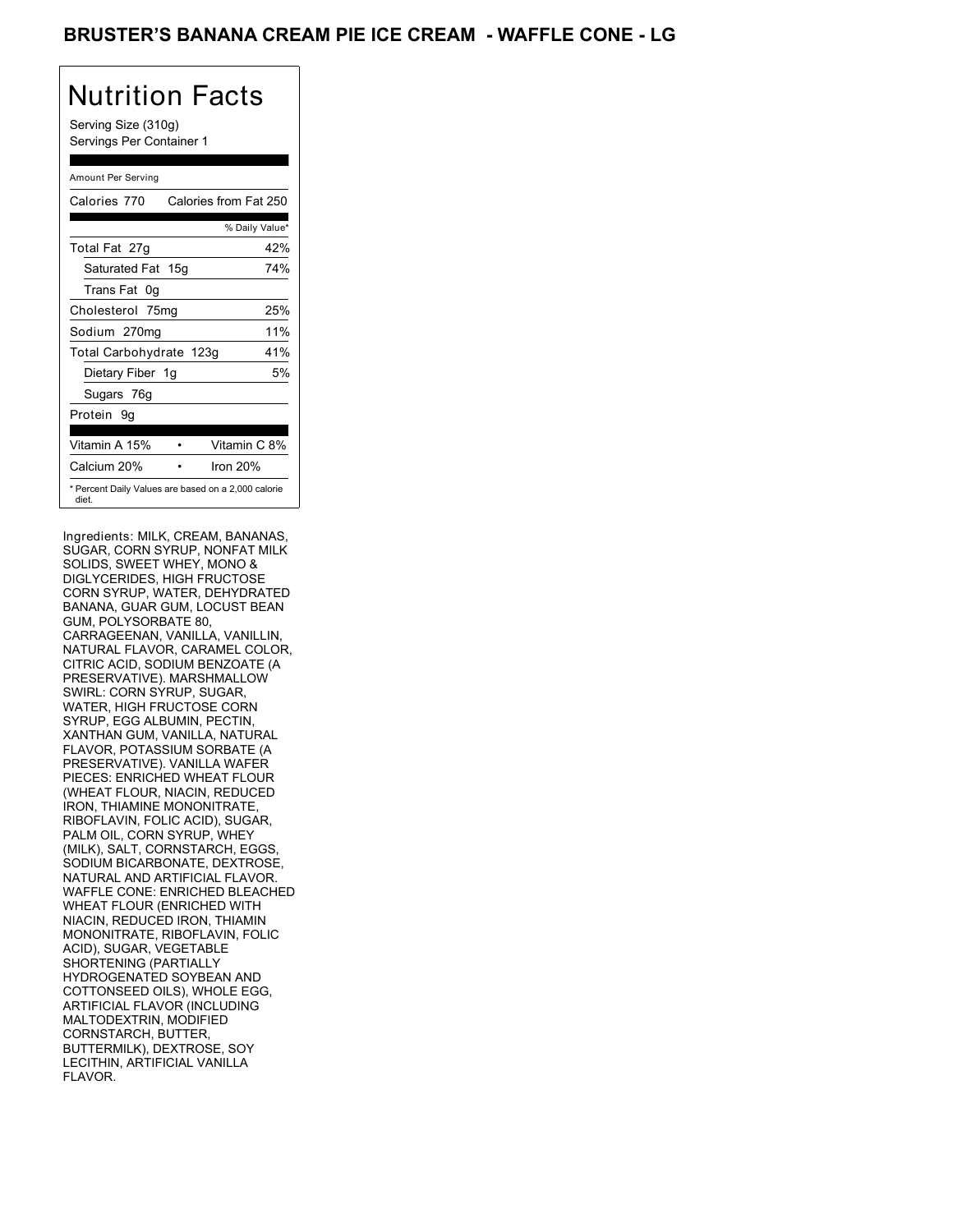# BRUSTER'S BANANA CREAM PIE ICE CREAM - WAFFLE CONE - LG

## Nutrition Facts

Serving Size (310g)
Servings Per Container 1

Amount Per Serving

| | |
|---|---|
| Calories 770 | Calories from Fat 250 |
| | % Daily Value* |
| Total Fat 27g | 42% |
| Saturated Fat 15g | 74% |
| Trans Fat 0g | |
| Cholesterol 75mg | 25% |
| Sodium 270mg | 11% |
| Total Carbohydrate 123g | 41% |
| Dietary Fiber 1g | 5% |
| Sugars 76g | |
| Protein 9g | |
| Vitamin A 15% | Vitamin C 8% |
| Calcium 20% | Iron 20% |

* Percent Daily Values are based on a 2,000 calorie diet.

Ingredients: MILK, CREAM, BANANAS, SUGAR, CORN SYRUP, NONFAT MILK SOLIDS, SWEET WHEY, MONO & DIGLYCERIDES, HIGH FRUCTOSE CORN SYRUP, WATER, DEHYDRATED BANANA, GUAR GUM, LOCUST BEAN GUM, POLYSORBATE 80, CARRAGEENAN, VANILLA, VANILLIN, NATURAL FLAVOR, CARAMEL COLOR, CITRIC ACID, SODIUM BENZOATE (A PRESERVATIVE). MARSHMALLOW SWIRL: CORN SYRUP, SUGAR, WATER, HIGH FRUCTOSE CORN SYRUP, EGG ALBUMIN, PECTIN, XANTHAN GUM, VANILLA, NATURAL FLAVOR, POTASSIUM SORBATE (A PRESERVATIVE). VANILLA WAFER PIECES: ENRICHED WHEAT FLOUR (WHEAT FLOUR, NIACIN, REDUCED IRON, THIAMINE MONONITRATE, RIBOFLAVIN, FOLIC ACID), SUGAR, PALM OIL, CORN SYRUP, WHEY (MILK), SALT, CORNSTARCH, EGGS, SODIUM BICARBONATE, DEXTROSE, NATURAL AND ARTIFICIAL FLAVOR. WAFFLE CONE: ENRICHED BLEACHED WHEAT FLOUR (ENRICHED WITH NIACIN, REDUCED IRON, THIAMIN MONONITRATE, RIBOFLAVIN, FOLIC ACID), SUGAR, VEGETABLE SHORTENING (PARTIALLY HYDROGENATED SOYBEAN AND COTTONSEED OILS), WHOLE EGG, ARTIFICIAL FLAVOR (INCLUDING MALTODEXTRIN, MODIFIED CORNSTARCH, BUTTER, BUTTERMILK), DEXTROSE, SOY LECITHIN, ARTIFICIAL VANILLA FLAVOR.